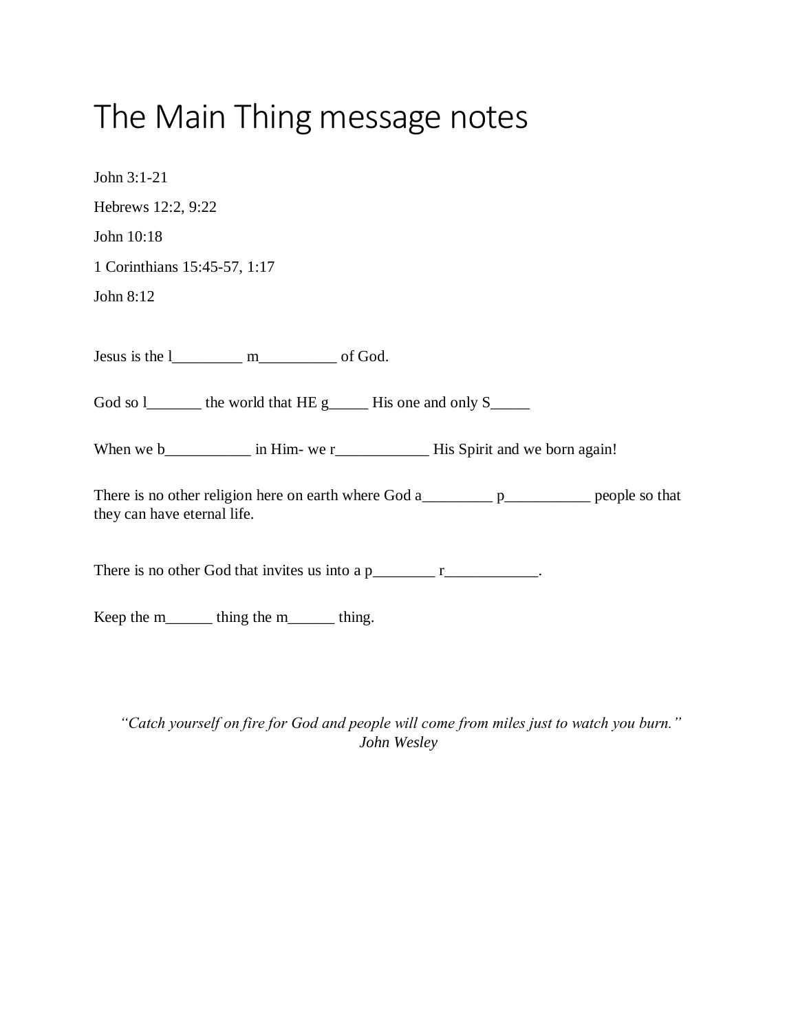# The Main Thing message notes

John 3:1-21

Hebrews 12:2, 9:22

John 10:18

1 Corinthians 15:45-57, 1:17

John 8:12

Jesus is the l_________ m__________ of God.

God so l_______ the world that HE g_____ His one and only S_____

When we b___________ in Him- we r____________ His Spirit and we born again!

There is no other religion here on earth where God a_________ p___________ people so that they can have eternal life.

There is no other God that invites us into a p________ r____________.

Keep the m______ thing the m______ thing.

*"Catch yourself on fire for God and people will come from miles just to watch you burn."*
*John Wesley*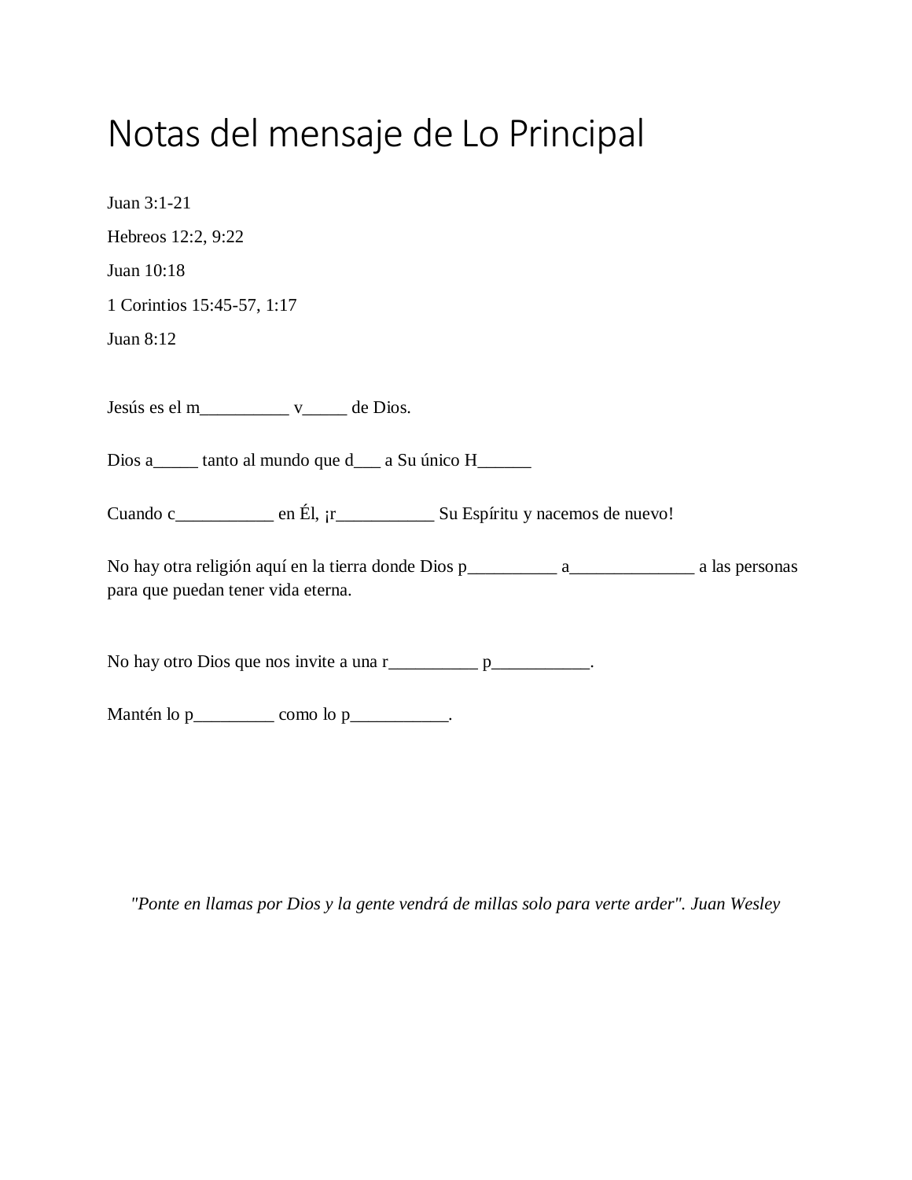# Notas del mensaje de Lo Principal

Juan 3:1-21

Hebreos 12:2, 9:22

Juan 10:18

1 Corintios 15:45-57, 1:17

Juan 8:12

Jesús es el m__________ v_____ de Dios.

Dios a_____ tanto al mundo que d___ a Su único H______

Cuando c___________ en Él, ¡r___________ Su Espíritu y nacemos de nuevo!

No hay otra religión aquí en la tierra donde Dios p__________ a______________ a las personas para que puedan tener vida eterna.

No hay otro Dios que nos invite a una r__________ p___________.

Mantén lo p_________ como lo p___________.

*"Ponte en llamas por Dios y la gente vendrá de millas solo para verte arder". Juan Wesley*